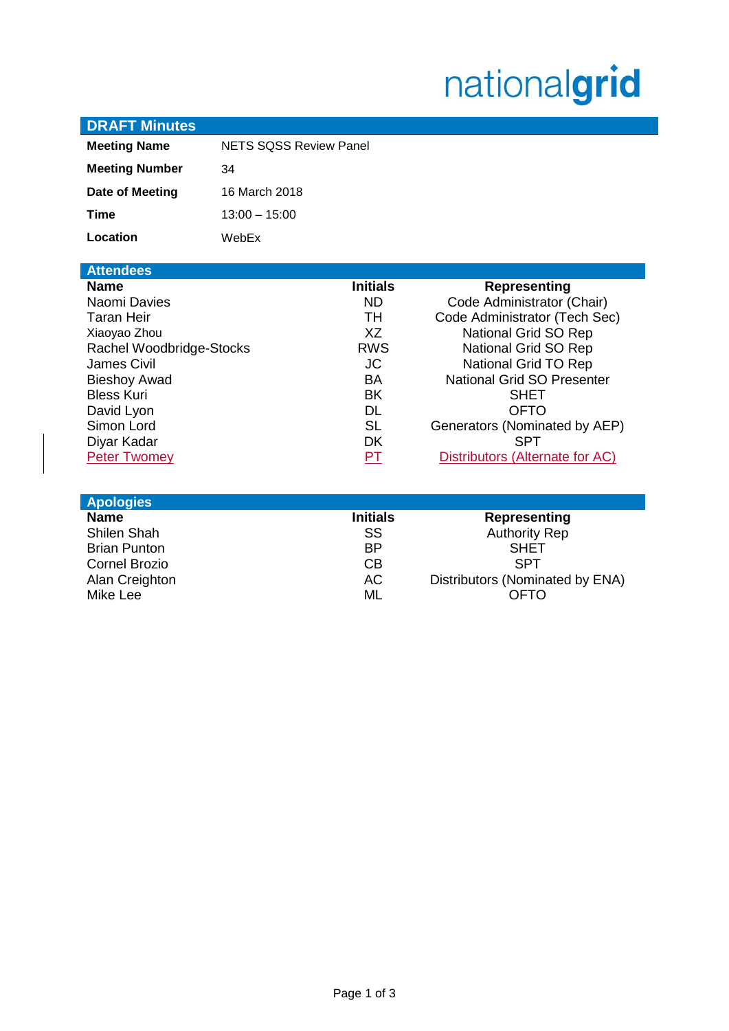nationalgrid

## DRAFT Minutes

| | |
|---|---|
| **Meeting Name** | NETS SQSS Review Panel |
| **Meeting Number** | 34 |
| **Date of Meeting** | 16 March 2018 |
| **Time** | 13:00 – 15:00 |
| **Location** | WebEx |

## Attendees

| Name | Initials | Representing |
|---|---|---|
| Naomi Davies | ND | Code Administrator (Chair) |
| Taran Heir | TH | Code Administrator (Tech Sec) |
| Xiaoyao Zhou | XZ | National Grid SO Rep |
| Rachel Woodbridge-Stocks | RWS | National Grid SO Rep |
| James Civil | JC | National Grid TO Rep |
| Bieshoy Awad | BA | National Grid SO Presenter |
| Bless Kuri | BK | SHET |
| David Lyon | DL | OFTO |
| Simon Lord | SL | Generators (Nominated by AEP) |
| Diyar Kadar | DK | SPT |
| Peter Twomey | PT | Distributors (Alternate for AC) |

## Apologies

| Name | Initials | Representing |
|---|---|---|
| Shilen Shah | SS | Authority Rep |
| Brian Punton | BP | SHET |
| Cornel Brozio | CB | SPT |
| Alan Creighton | AC | Distributors (Nominated by ENA) |
| Mike Lee | ML | OFTO |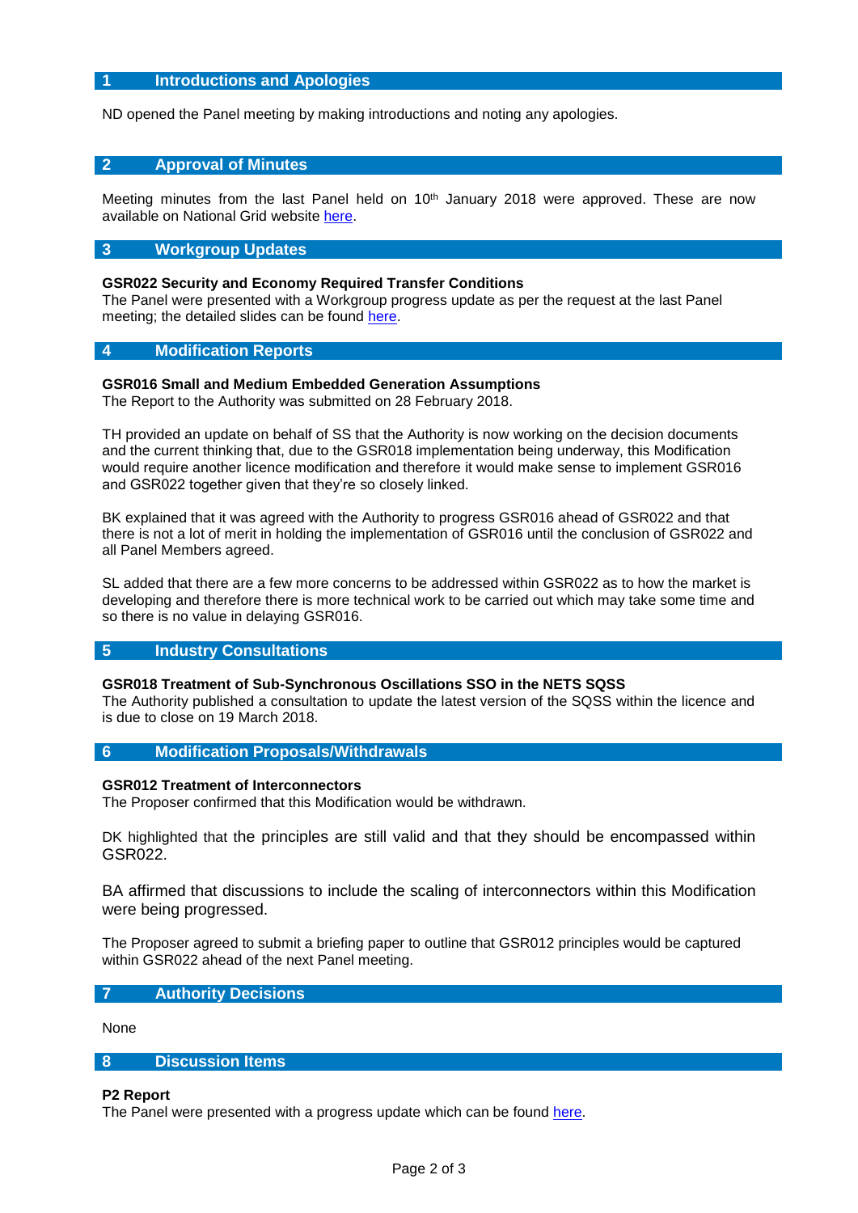## 1 Introductions and Apologies

ND opened the Panel meeting by making introductions and noting any apologies.

## 2 Approval of Minutes

Meeting minutes from the last Panel held on 10th January 2018 were approved. These are now available on National Grid website here.

## 3 Workgroup Updates

**GSR022 Security and Economy Required Transfer Conditions**
The Panel were presented with a Workgroup progress update as per the request at the last Panel meeting; the detailed slides can be found here.

## 4 Modification Reports

**GSR016 Small and Medium Embedded Generation Assumptions**
The Report to the Authority was submitted on 28 February 2018.

TH provided an update on behalf of SS that the Authority is now working on the decision documents and the current thinking that, due to the GSR018 implementation being underway, this Modification would require another licence modification and therefore it would make sense to implement GSR016 and GSR022 together given that they're so closely linked.

BK explained that it was agreed with the Authority to progress GSR016 ahead of GSR022 and that there is not a lot of merit in holding the implementation of GSR016 until the conclusion of GSR022 and all Panel Members agreed.

SL added that there are a few more concerns to be addressed within GSR022 as to how the market is developing and therefore there is more technical work to be carried out which may take some time and so there is no value in delaying GSR016.

## 5 Industry Consultations

**GSR018 Treatment of Sub-Synchronous Oscillations SSO in the NETS SQSS**
The Authority published a consultation to update the latest version of the SQSS within the licence and is due to close on 19 March 2018.

## 6 Modification Proposals/Withdrawals

**GSR012 Treatment of Interconnectors**
The Proposer confirmed that this Modification would be withdrawn.

DK highlighted that the principles are still valid and that they should be encompassed within GSR022.

BA affirmed that discussions to include the scaling of interconnectors within this Modification were being progressed.

The Proposer agreed to submit a briefing paper to outline that GSR012 principles would be captured within GSR022 ahead of the next Panel meeting.

## 7 Authority Decisions

None

## 8 Discussion Items

**P2 Report**
The Panel were presented with a progress update which can be found here.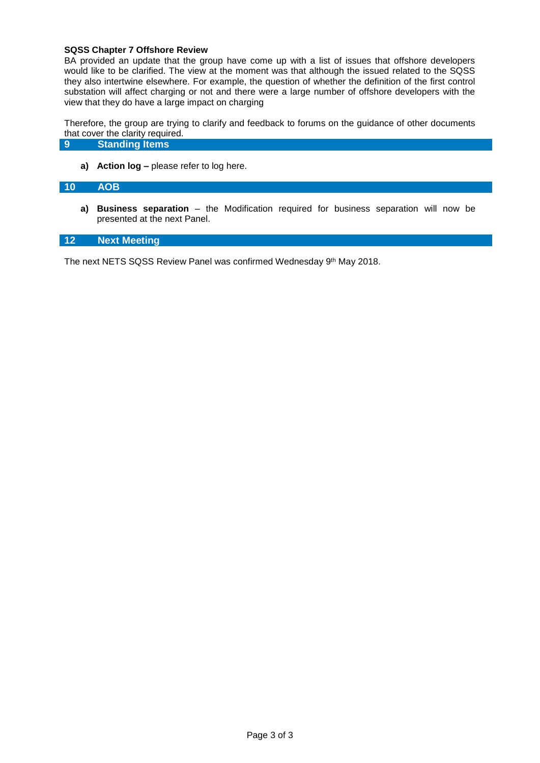**SQSS Chapter 7 Offshore Review**

BA provided an update that the group have come up with a list of issues that offshore developers would like to be clarified. The view at the moment was that although the issued related to the SQSS they also intertwine elsewhere. For example, the question of whether the definition of the first control substation will affect charging or not and there were a large number of offshore developers with the view that they do have a large impact on charging

Therefore, the group are trying to clarify and feedback to forums on the guidance of other documents that cover the clarity required.

## 9 Standing Items

a) **Action log –** please refer to log here.

## 10 AOB

a) **Business separation** – the Modification required for business separation will now be presented at the next Panel.

## 12 Next Meeting

The next NETS SQSS Review Panel was confirmed Wednesday 9th May 2018.